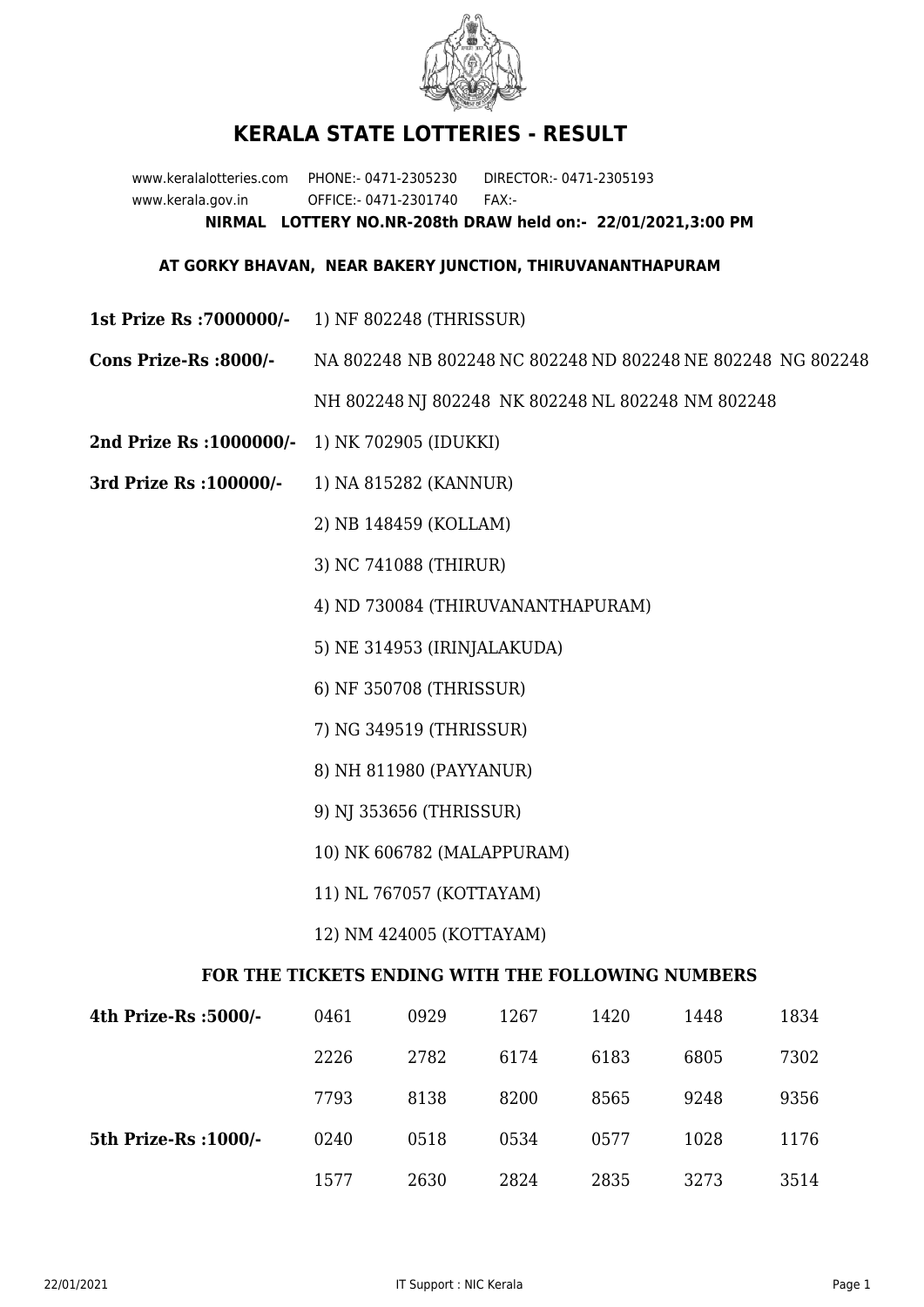# KERALA STATE LOTTERIES - RESULT

www.keralalotteries.com PHONE:- 0471-2305230 DIRECTOR:- 0471-2305193
www.kerala.gov.in OFFICE:- 0471-2301740 FAX:-

**NIRMAL LOTTERY NO.NR-208th DRAW held on:- 22/01/2021,3:00 PM**

**AT GORKY BHAVAN, NEAR BAKERY JUNCTION, THIRUVANANTHAPURAM**

**1st Prize Rs :7000000/-** 1) NF 802248 (THRISSUR)

**Cons Prize-Rs :8000/-** NA 802248 NB 802248 NC 802248 ND 802248 NE 802248 NG 802248 NH 802248 NJ 802248 NK 802248 NL 802248 NM 802248

**2nd Prize Rs :1000000/-** 1) NK 702905 (IDUKKI)

**3rd Prize Rs :100000/-**

1) NA 815282 (KANNUR)
2) NB 148459 (KOLLAM)
3) NC 741088 (THIRUR)
4) ND 730084 (THIRUVANANTHAPURAM)
5) NE 314953 (IRINJALAKUDA)
6) NF 350708 (THRISSUR)
7) NG 349519 (THRISSUR)
8) NH 811980 (PAYYANUR)
9) NJ 353656 (THRISSUR)
10) NK 606782 (MALAPPURAM)
11) NL 767057 (KOTTAYAM)
12) NM 424005 (KOTTAYAM)

**FOR THE TICKETS ENDING WITH THE FOLLOWING NUMBERS**

| | | | | | | |
|---|---|---|---|---|---|---|
| **4th Prize-Rs :5000/-** | 0461 | 0929 | 1267 | 1420 | 1448 | 1834 |
| | 2226 | 2782 | 6174 | 6183 | 6805 | 7302 |
| | 7793 | 8138 | 8200 | 8565 | 9248 | 9356 |
| **5th Prize-Rs :1000/-** | 0240 | 0518 | 0534 | 0577 | 1028 | 1176 |
| | 1577 | 2630 | 2824 | 2835 | 3273 | 3514 |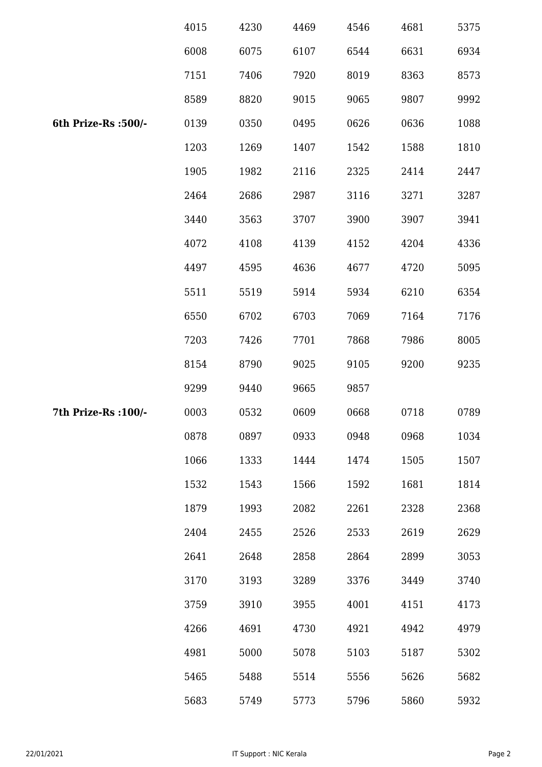| | | | | | | |
|---|---|---|---|---|---|---|
| | 4015 | 4230 | 4469 | 4546 | 4681 | 5375 |
| | 6008 | 6075 | 6107 | 6544 | 6631 | 6934 |
| | 7151 | 7406 | 7920 | 8019 | 8363 | 8573 |
| | 8589 | 8820 | 9015 | 9065 | 9807 | 9992 |
| **6th Prize-Rs :500/-** | 0139 | 0350 | 0495 | 0626 | 0636 | 1088 |
| | 1203 | 1269 | 1407 | 1542 | 1588 | 1810 |
| | 1905 | 1982 | 2116 | 2325 | 2414 | 2447 |
| | 2464 | 2686 | 2987 | 3116 | 3271 | 3287 |
| | 3440 | 3563 | 3707 | 3900 | 3907 | 3941 |
| | 4072 | 4108 | 4139 | 4152 | 4204 | 4336 |
| | 4497 | 4595 | 4636 | 4677 | 4720 | 5095 |
| | 5511 | 5519 | 5914 | 5934 | 6210 | 6354 |
| | 6550 | 6702 | 6703 | 7069 | 7164 | 7176 |
| | 7203 | 7426 | 7701 | 7868 | 7986 | 8005 |
| | 8154 | 8790 | 9025 | 9105 | 9200 | 9235 |
| | 9299 | 9440 | 9665 | 9857 | | |
| **7th Prize-Rs :100/-** | 0003 | 0532 | 0609 | 0668 | 0718 | 0789 |
| | 0878 | 0897 | 0933 | 0948 | 0968 | 1034 |
| | 1066 | 1333 | 1444 | 1474 | 1505 | 1507 |
| | 1532 | 1543 | 1566 | 1592 | 1681 | 1814 |
| | 1879 | 1993 | 2082 | 2261 | 2328 | 2368 |
| | 2404 | 2455 | 2526 | 2533 | 2619 | 2629 |
| | 2641 | 2648 | 2858 | 2864 | 2899 | 3053 |
| | 3170 | 3193 | 3289 | 3376 | 3449 | 3740 |
| | 3759 | 3910 | 3955 | 4001 | 4151 | 4173 |
| | 4266 | 4691 | 4730 | 4921 | 4942 | 4979 |
| | 4981 | 5000 | 5078 | 5103 | 5187 | 5302 |
| | 5465 | 5488 | 5514 | 5556 | 5626 | 5682 |
| | 5683 | 5749 | 5773 | 5796 | 5860 | 5932 |

22/01/2021 IT Support : NIC Kerala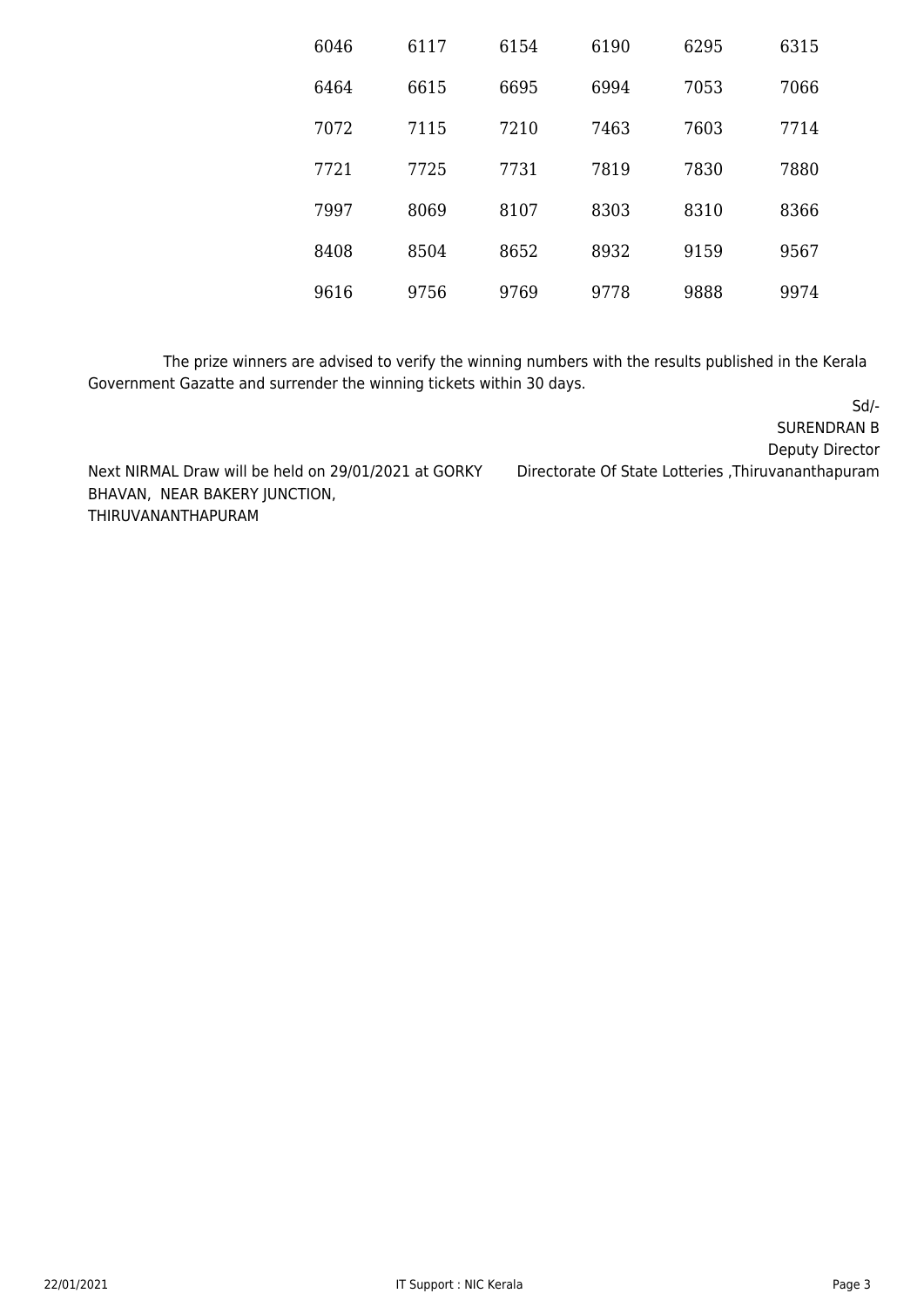| | | | | | |
|---|---|---|---|---|---|
| 6046 | 6117 | 6154 | 6190 | 6295 | 6315 |
| 6464 | 6615 | 6695 | 6994 | 7053 | 7066 |
| 7072 | 7115 | 7210 | 7463 | 7603 | 7714 |
| 7721 | 7725 | 7731 | 7819 | 7830 | 7880 |
| 7997 | 8069 | 8107 | 8303 | 8310 | 8366 |
| 8408 | 8504 | 8652 | 8932 | 9159 | 9567 |
| 9616 | 9756 | 9769 | 9778 | 9888 | 9974 |

The prize winners are advised to verify the winning numbers with the results published in the Kerala Government Gazatte and surrender the winning tickets within 30 days.

Sd/-
SURENDRAN B
Deputy Director
Directorate Of State Lotteries ,Thiruvananthapuram

Next NIRMAL Draw will be held on 29/01/2021 at GORKY BHAVAN, NEAR BAKERY JUNCTION, THIRUVANANTHAPURAM